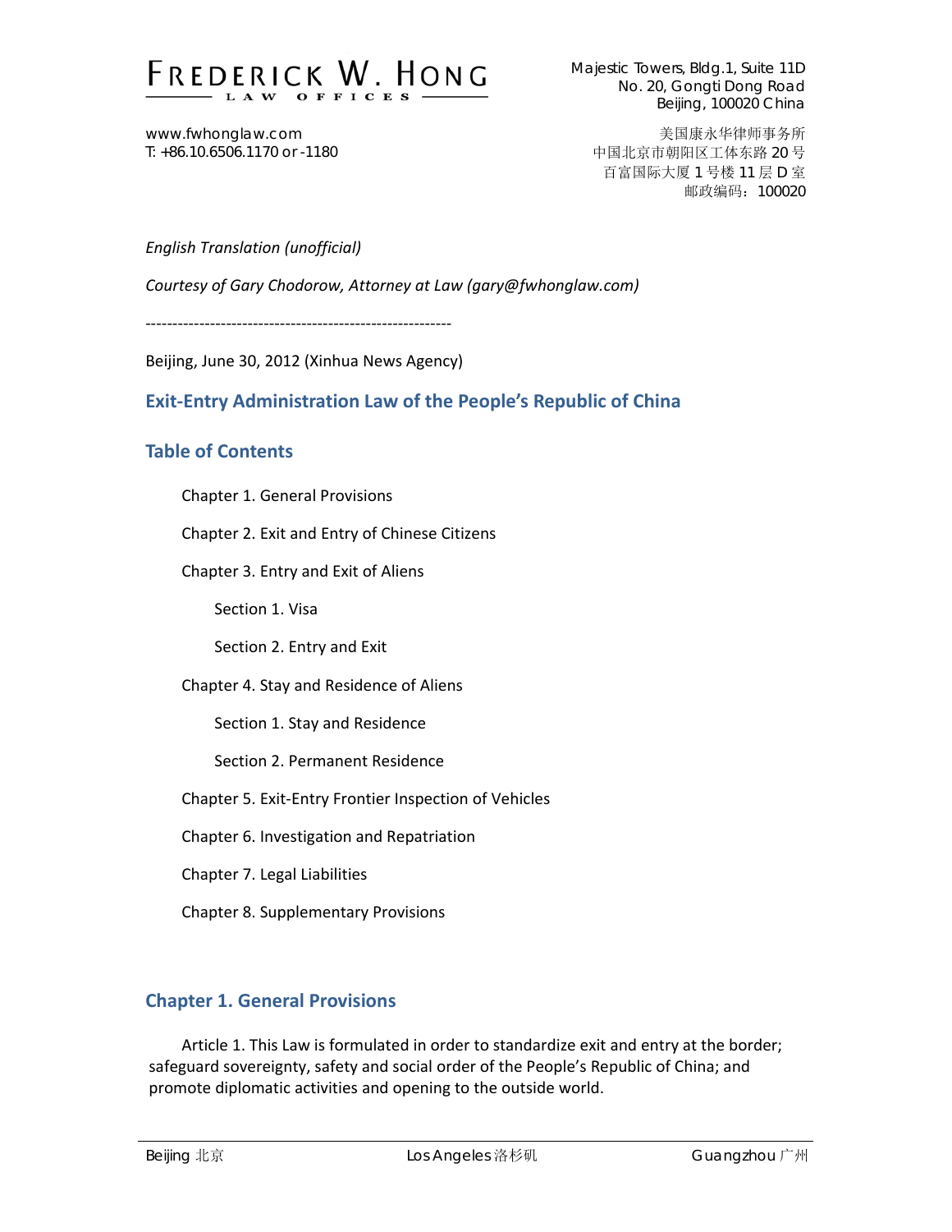FREDERICK W. HONG
LAW OFFICES

Majestic Towers, Bldg.1, Suite 11D
No. 20, Gongti Dong Road
Beijing, 100020 China

www.fwhonglaw.com
T: +86.10.6506.1170 or -1180

美国康永华律师事务所
中国北京市朝阳区工体东路 20 号
百富国际大厦 1 号楼 11 层 D 室
邮政编码：100020

*English Translation (unofficial)*

*Courtesy of Gary Chodorow, Attorney at Law (gary@fwhonglaw.com)*

---------------------------------------------------------

Beijing, June 30, 2012 (Xinhua News Agency)

# Exit-Entry Administration Law of the People's Republic of China

## Table of Contents

Chapter 1. General Provisions

Chapter 2. Exit and Entry of Chinese Citizens

Chapter 3. Entry and Exit of Aliens

Section 1. Visa

Section 2. Entry and Exit

Chapter 4. Stay and Residence of Aliens

Section 1. Stay and Residence

Section 2. Permanent Residence

Chapter 5. Exit-Entry Frontier Inspection of Vehicles

Chapter 6. Investigation and Repatriation

Chapter 7. Legal Liabilities

Chapter 8. Supplementary Provisions

## Chapter 1. General Provisions

Article 1. This Law is formulated in order to standardize exit and entry at the border; safeguard sovereignty, safety and social order of the People's Republic of China; and promote diplomatic activities and opening to the outside world.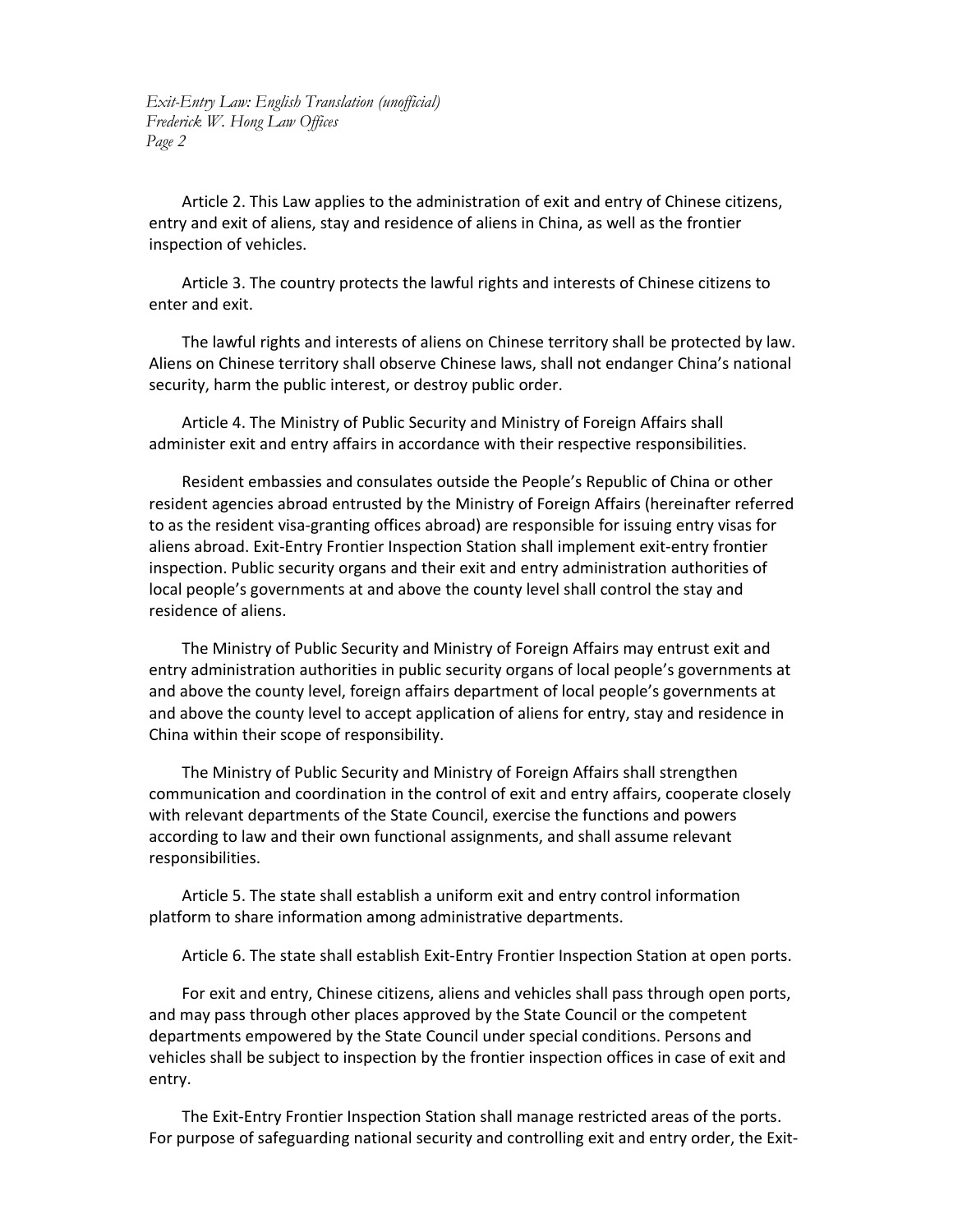Article 2. This Law applies to the administration of exit and entry of Chinese citizens, entry and exit of aliens, stay and residence of aliens in China, as well as the frontier inspection of vehicles.

Article 3. The country protects the lawful rights and interests of Chinese citizens to enter and exit.

The lawful rights and interests of aliens on Chinese territory shall be protected by law. Aliens on Chinese territory shall observe Chinese laws, shall not endanger China's national security, harm the public interest, or destroy public order.

Article 4. The Ministry of Public Security and Ministry of Foreign Affairs shall administer exit and entry affairs in accordance with their respective responsibilities.

Resident embassies and consulates outside the People's Republic of China or other resident agencies abroad entrusted by the Ministry of Foreign Affairs (hereinafter referred to as the resident visa-granting offices abroad) are responsible for issuing entry visas for aliens abroad. Exit-Entry Frontier Inspection Station shall implement exit-entry frontier inspection. Public security organs and their exit and entry administration authorities of local people's governments at and above the county level shall control the stay and residence of aliens.

The Ministry of Public Security and Ministry of Foreign Affairs may entrust exit and entry administration authorities in public security organs of local people's governments at and above the county level, foreign affairs department of local people's governments at and above the county level to accept application of aliens for entry, stay and residence in China within their scope of responsibility.

The Ministry of Public Security and Ministry of Foreign Affairs shall strengthen communication and coordination in the control of exit and entry affairs, cooperate closely with relevant departments of the State Council, exercise the functions and powers according to law and their own functional assignments, and shall assume relevant responsibilities.

Article 5. The state shall establish a uniform exit and entry control information platform to share information among administrative departments.

Article 6. The state shall establish Exit-Entry Frontier Inspection Station at open ports.

For exit and entry, Chinese citizens, aliens and vehicles shall pass through open ports, and may pass through other places approved by the State Council or the competent departments empowered by the State Council under special conditions. Persons and vehicles shall be subject to inspection by the frontier inspection offices in case of exit and entry.

The Exit-Entry Frontier Inspection Station shall manage restricted areas of the ports. For purpose of safeguarding national security and controlling exit and entry order, the Exit-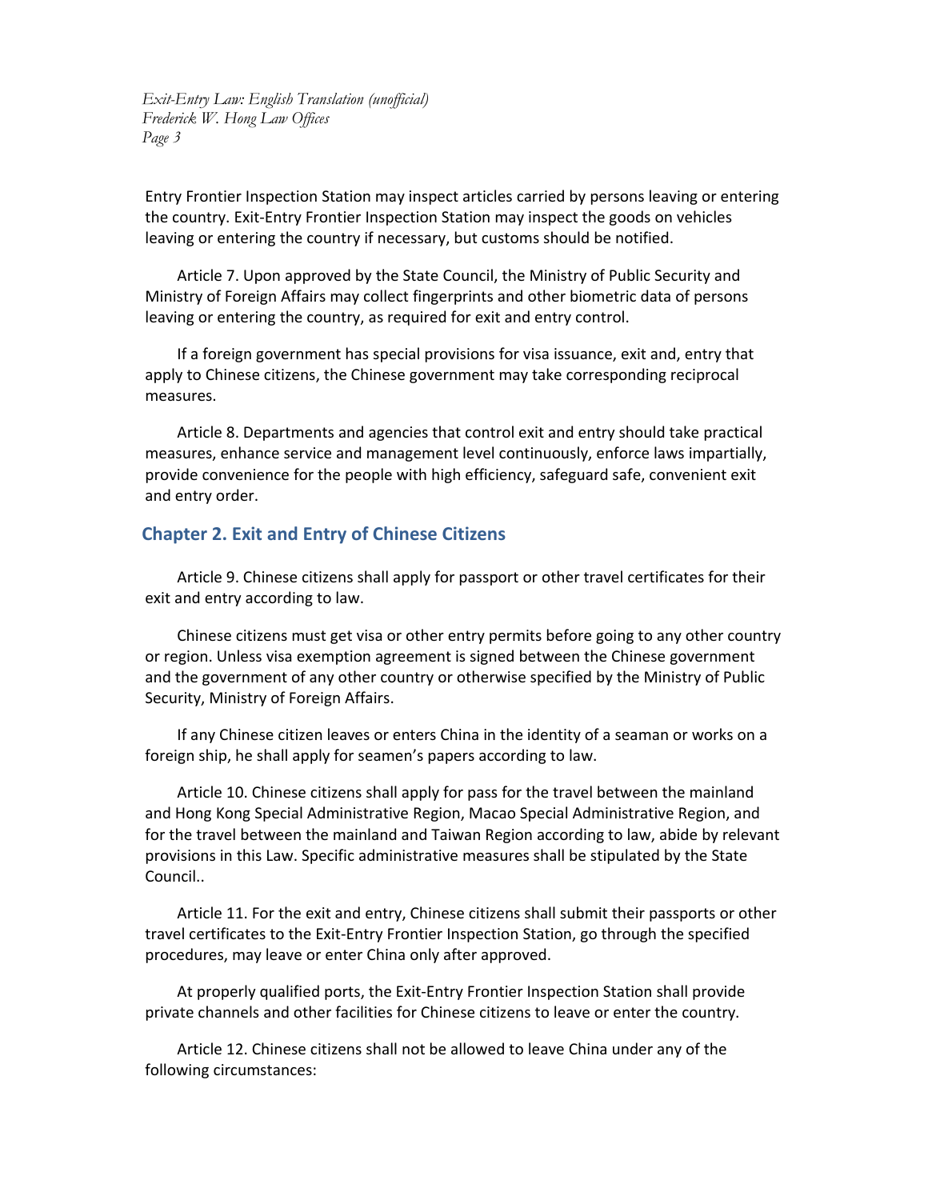Entry Frontier Inspection Station may inspect articles carried by persons leaving or entering the country. Exit-Entry Frontier Inspection Station may inspect the goods on vehicles leaving or entering the country if necessary, but customs should be notified.

Article 7. Upon approved by the State Council, the Ministry of Public Security and Ministry of Foreign Affairs may collect fingerprints and other biometric data of persons leaving or entering the country, as required for exit and entry control.

If a foreign government has special provisions for visa issuance, exit and, entry that apply to Chinese citizens, the Chinese government may take corresponding reciprocal measures.

Article 8. Departments and agencies that control exit and entry should take practical measures, enhance service and management level continuously, enforce laws impartially, provide convenience for the people with high efficiency, safeguard safe, convenient exit and entry order.

## Chapter 2. Exit and Entry of Chinese Citizens

Article 9. Chinese citizens shall apply for passport or other travel certificates for their exit and entry according to law.

Chinese citizens must get visa or other entry permits before going to any other country or region. Unless visa exemption agreement is signed between the Chinese government and the government of any other country or otherwise specified by the Ministry of Public Security, Ministry of Foreign Affairs.

If any Chinese citizen leaves or enters China in the identity of a seaman or works on a foreign ship, he shall apply for seamen's papers according to law.

Article 10. Chinese citizens shall apply for pass for the travel between the mainland and Hong Kong Special Administrative Region, Macao Special Administrative Region, and for the travel between the mainland and Taiwan Region according to law, abide by relevant provisions in this Law. Specific administrative measures shall be stipulated by the State Council..

Article 11. For the exit and entry, Chinese citizens shall submit their passports or other travel certificates to the Exit-Entry Frontier Inspection Station, go through the specified procedures, may leave or enter China only after approved.

At properly qualified ports, the Exit-Entry Frontier Inspection Station shall provide private channels and other facilities for Chinese citizens to leave or enter the country.

Article 12. Chinese citizens shall not be allowed to leave China under any of the following circumstances: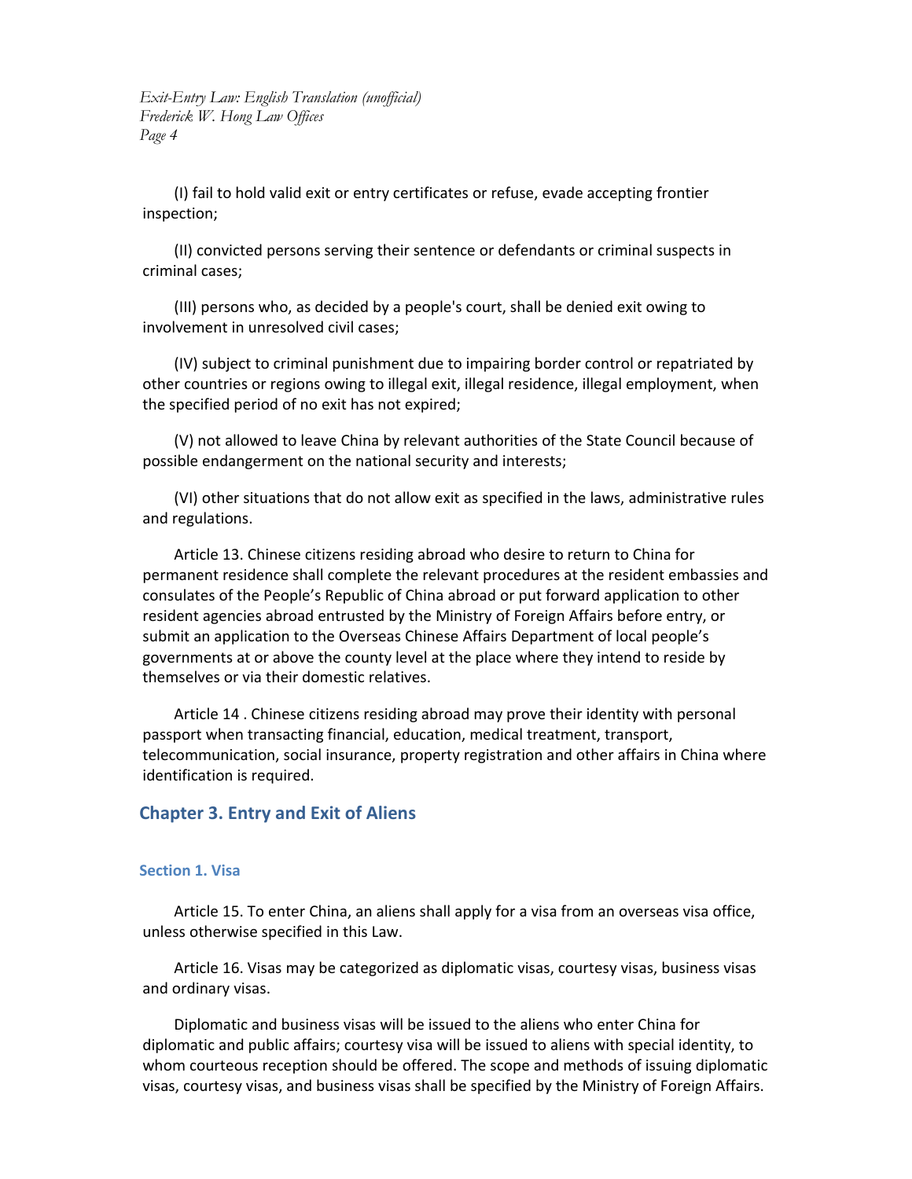(I) fail to hold valid exit or entry certificates or refuse, evade accepting frontier inspection;

(II) convicted persons serving their sentence or defendants or criminal suspects in criminal cases;

(III) persons who, as decided by a people's court, shall be denied exit owing to involvement in unresolved civil cases;

(IV) subject to criminal punishment due to impairing border control or repatriated by other countries or regions owing to illegal exit, illegal residence, illegal employment, when the specified period of no exit has not expired;

(V) not allowed to leave China by relevant authorities of the State Council because of possible endangerment on the national security and interests;

(VI) other situations that do not allow exit as specified in the laws, administrative rules and regulations.

Article 13. Chinese citizens residing abroad who desire to return to China for permanent residence shall complete the relevant procedures at the resident embassies and consulates of the People's Republic of China abroad or put forward application to other resident agencies abroad entrusted by the Ministry of Foreign Affairs before entry, or submit an application to the Overseas Chinese Affairs Department of local people's governments at or above the county level at the place where they intend to reside by themselves or via their domestic relatives.

Article 14 . Chinese citizens residing abroad may prove their identity with personal passport when transacting financial, education, medical treatment, transport, telecommunication, social insurance, property registration and other affairs in China where identification is required.

## Chapter 3. Entry and Exit of Aliens

### Section 1. Visa

Article 15. To enter China, an aliens shall apply for a visa from an overseas visa office, unless otherwise specified in this Law.

Article 16. Visas may be categorized as diplomatic visas, courtesy visas, business visas and ordinary visas.

Diplomatic and business visas will be issued to the aliens who enter China for diplomatic and public affairs; courtesy visa will be issued to aliens with special identity, to whom courteous reception should be offered. The scope and methods of issuing diplomatic visas, courtesy visas, and business visas shall be specified by the Ministry of Foreign Affairs.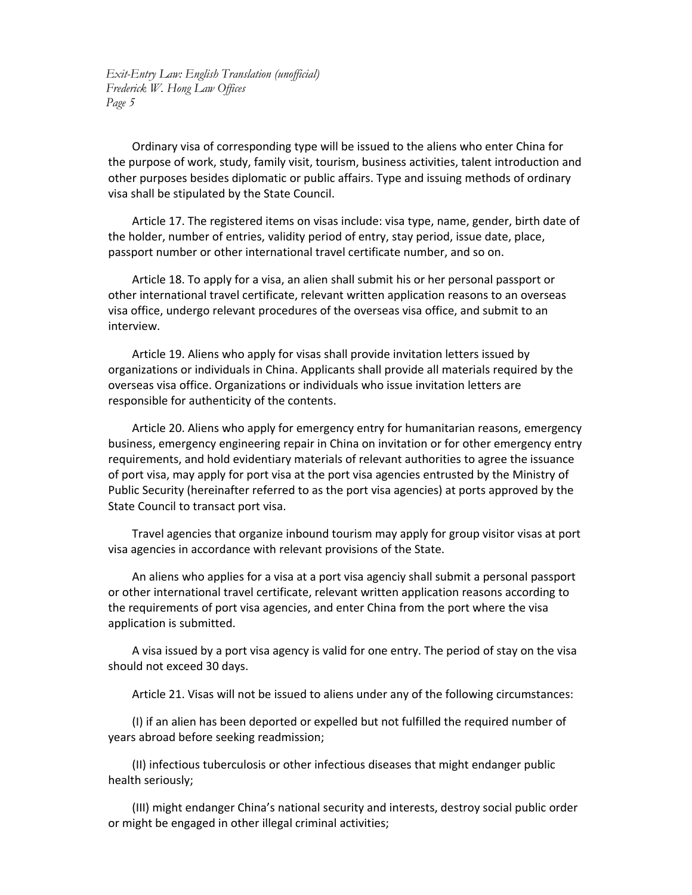Ordinary visa of corresponding type will be issued to the aliens who enter China for the purpose of work, study, family visit, tourism, business activities, talent introduction and other purposes besides diplomatic or public affairs. Type and issuing methods of ordinary visa shall be stipulated by the State Council.

Article 17. The registered items on visas include: visa type, name, gender, birth date of the holder, number of entries, validity period of entry, stay period, issue date, place, passport number or other international travel certificate number, and so on.

Article 18. To apply for a visa, an alien shall submit his or her personal passport or other international travel certificate, relevant written application reasons to an overseas visa office, undergo relevant procedures of the overseas visa office, and submit to an interview.

Article 19. Aliens who apply for visas shall provide invitation letters issued by organizations or individuals in China. Applicants shall provide all materials required by the overseas visa office. Organizations or individuals who issue invitation letters are responsible for authenticity of the contents.

Article 20. Aliens who apply for emergency entry for humanitarian reasons, emergency business, emergency engineering repair in China on invitation or for other emergency entry requirements, and hold evidentiary materials of relevant authorities to agree the issuance of port visa, may apply for port visa at the port visa agencies entrusted by the Ministry of Public Security (hereinafter referred to as the port visa agencies) at ports approved by the State Council to transact port visa.

Travel agencies that organize inbound tourism may apply for group visitor visas at port visa agencies in accordance with relevant provisions of the State.

An aliens who applies for a visa at a port visa agenciy shall submit a personal passport or other international travel certificate, relevant written application reasons according to the requirements of port visa agencies, and enter China from the port where the visa application is submitted.

A visa issued by a port visa agency is valid for one entry. The period of stay on the visa should not exceed 30 days.

Article 21. Visas will not be issued to aliens under any of the following circumstances:

(I) if an alien has been deported or expelled but not fulfilled the required number of years abroad before seeking readmission;

(II) infectious tuberculosis or other infectious diseases that might endanger public health seriously;

(III) might endanger China's national security and interests, destroy social public order or might be engaged in other illegal criminal activities;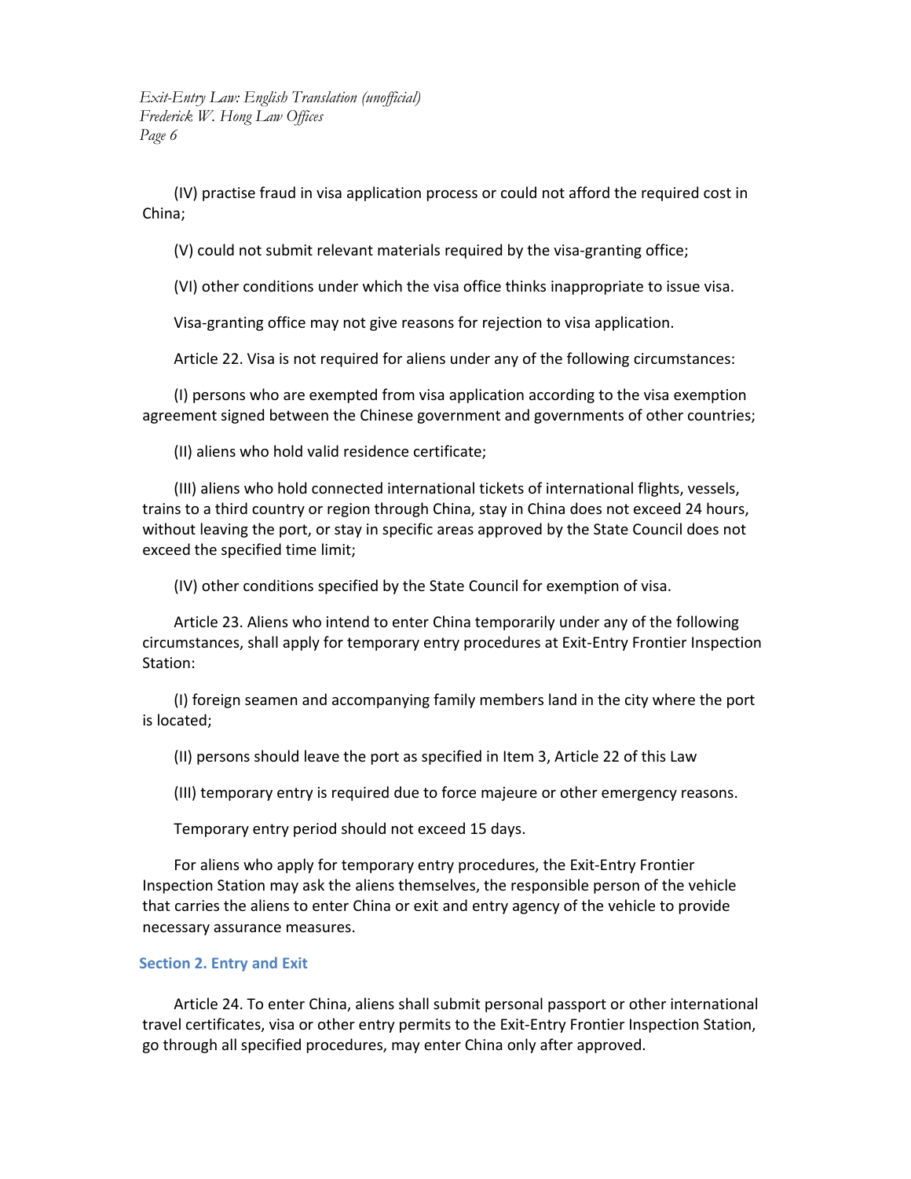(IV) practise fraud in visa application process or could not afford the required cost in China;

(V) could not submit relevant materials required by the visa-granting office;

(VI) other conditions under which the visa office thinks inappropriate to issue visa.

Visa-granting office may not give reasons for rejection to visa application.

Article 22. Visa is not required for aliens under any of the following circumstances:

(I) persons who are exempted from visa application according to the visa exemption agreement signed between the Chinese government and governments of other countries;

(II) aliens who hold valid residence certificate;

(III) aliens who hold connected international tickets of international flights, vessels, trains to a third country or region through China, stay in China does not exceed 24 hours, without leaving the port, or stay in specific areas approved by the State Council does not exceed the specified time limit;

(IV) other conditions specified by the State Council for exemption of visa.

Article 23. Aliens who intend to enter China temporarily under any of the following circumstances, shall apply for temporary entry procedures at Exit-Entry Frontier Inspection Station:

(I) foreign seamen and accompanying family members land in the city where the port is located;

(II) persons should leave the port as specified in Item 3, Article 22 of this Law

(III) temporary entry is required due to force majeure or other emergency reasons.

Temporary entry period should not exceed 15 days.

For aliens who apply for temporary entry procedures, the Exit-Entry Frontier Inspection Station may ask the aliens themselves, the responsible person of the vehicle that carries the aliens to enter China or exit and entry agency of the vehicle to provide necessary assurance measures.

### Section 2. Entry and Exit

Article 24. To enter China, aliens shall submit personal passport or other international travel certificates, visa or other entry permits to the Exit-Entry Frontier Inspection Station, go through all specified procedures, may enter China only after approved.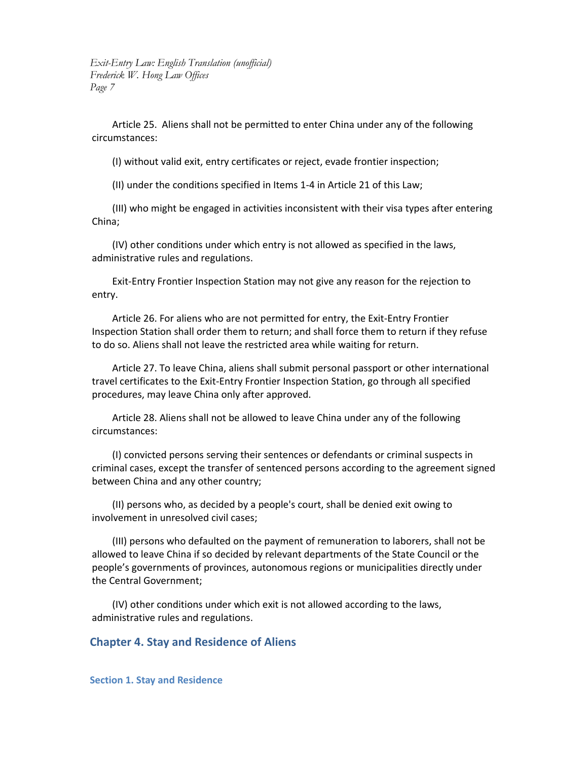Article 25. Aliens shall not be permitted to enter China under any of the following circumstances:

(I) without valid exit, entry certificates or reject, evade frontier inspection;

(II) under the conditions specified in Items 1-4 in Article 21 of this Law;

(III) who might be engaged in activities inconsistent with their visa types after entering China;

(IV) other conditions under which entry is not allowed as specified in the laws, administrative rules and regulations.

Exit-Entry Frontier Inspection Station may not give any reason for the rejection to entry.

Article 26. For aliens who are not permitted for entry, the Exit-Entry Frontier Inspection Station shall order them to return; and shall force them to return if they refuse to do so. Aliens shall not leave the restricted area while waiting for return.

Article 27. To leave China, aliens shall submit personal passport or other international travel certificates to the Exit-Entry Frontier Inspection Station, go through all specified procedures, may leave China only after approved.

Article 28. Aliens shall not be allowed to leave China under any of the following circumstances:

(I) convicted persons serving their sentences or defendants or criminal suspects in criminal cases, except the transfer of sentenced persons according to the agreement signed between China and any other country;

(II) persons who, as decided by a people's court, shall be denied exit owing to involvement in unresolved civil cases;

(III) persons who defaulted on the payment of remuneration to laborers, shall not be allowed to leave China if so decided by relevant departments of the State Council or the people's governments of provinces, autonomous regions or municipalities directly under the Central Government;

(IV) other conditions under which exit is not allowed according to the laws, administrative rules and regulations.

## Chapter 4. Stay and Residence of Aliens

### Section 1. Stay and Residence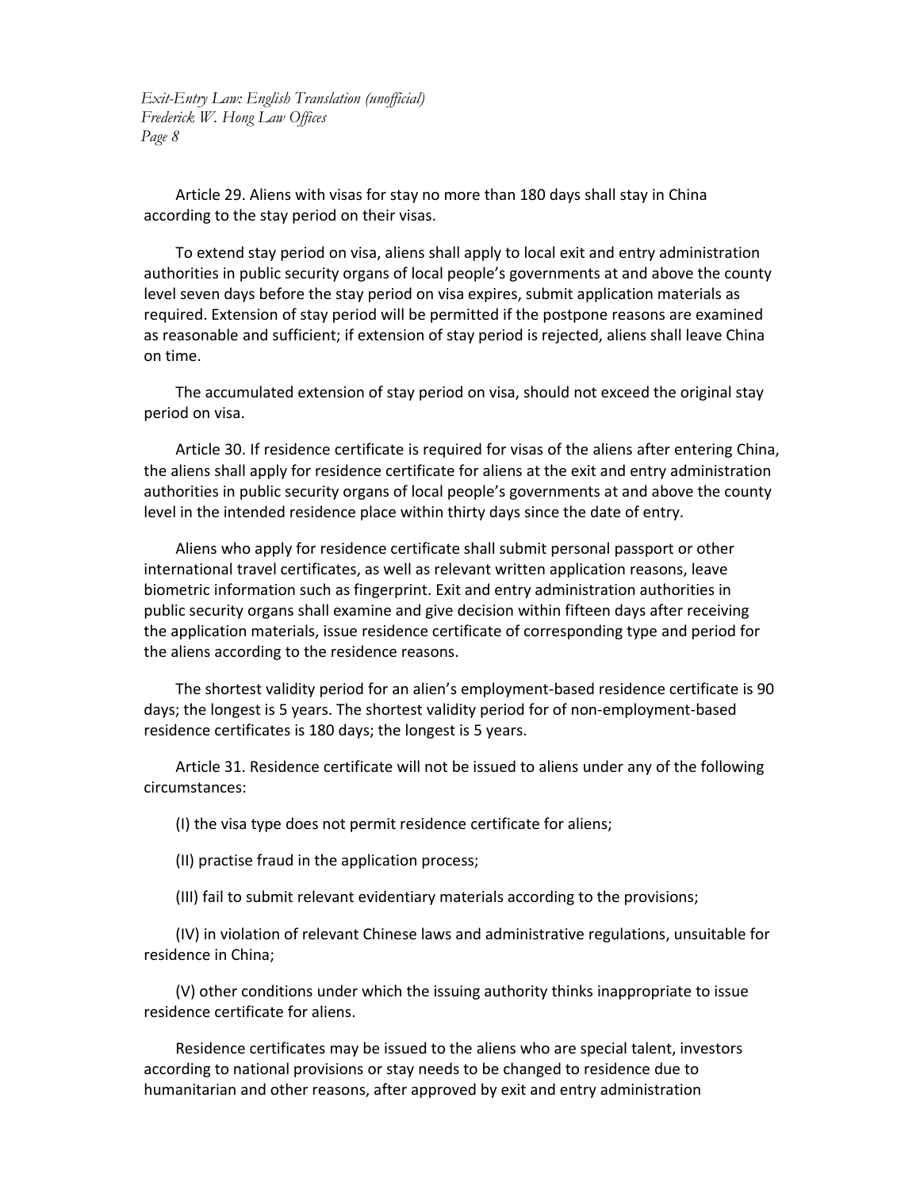Article 29. Aliens with visas for stay no more than 180 days shall stay in China according to the stay period on their visas.

To extend stay period on visa, aliens shall apply to local exit and entry administration authorities in public security organs of local people's governments at and above the county level seven days before the stay period on visa expires, submit application materials as required. Extension of stay period will be permitted if the postpone reasons are examined as reasonable and sufficient; if extension of stay period is rejected, aliens shall leave China on time.

The accumulated extension of stay period on visa, should not exceed the original stay period on visa.

Article 30. If residence certificate is required for visas of the aliens after entering China, the aliens shall apply for residence certificate for aliens at the exit and entry administration authorities in public security organs of local people's governments at and above the county level in the intended residence place within thirty days since the date of entry.

Aliens who apply for residence certificate shall submit personal passport or other international travel certificates, as well as relevant written application reasons, leave biometric information such as fingerprint. Exit and entry administration authorities in public security organs shall examine and give decision within fifteen days after receiving the application materials, issue residence certificate of corresponding type and period for the aliens according to the residence reasons.

The shortest validity period for an alien's employment-based residence certificate is 90 days; the longest is 5 years. The shortest validity period for of non-employment-based residence certificates is 180 days; the longest is 5 years.

Article 31. Residence certificate will not be issued to aliens under any of the following circumstances:

(I) the visa type does not permit residence certificate for aliens;

(II) practise fraud in the application process;

(III) fail to submit relevant evidentiary materials according to the provisions;

(IV) in violation of relevant Chinese laws and administrative regulations, unsuitable for residence in China;

(V) other conditions under which the issuing authority thinks inappropriate to issue residence certificate for aliens.

Residence certificates may be issued to the aliens who are special talent, investors according to national provisions or stay needs to be changed to residence due to humanitarian and other reasons, after approved by exit and entry administration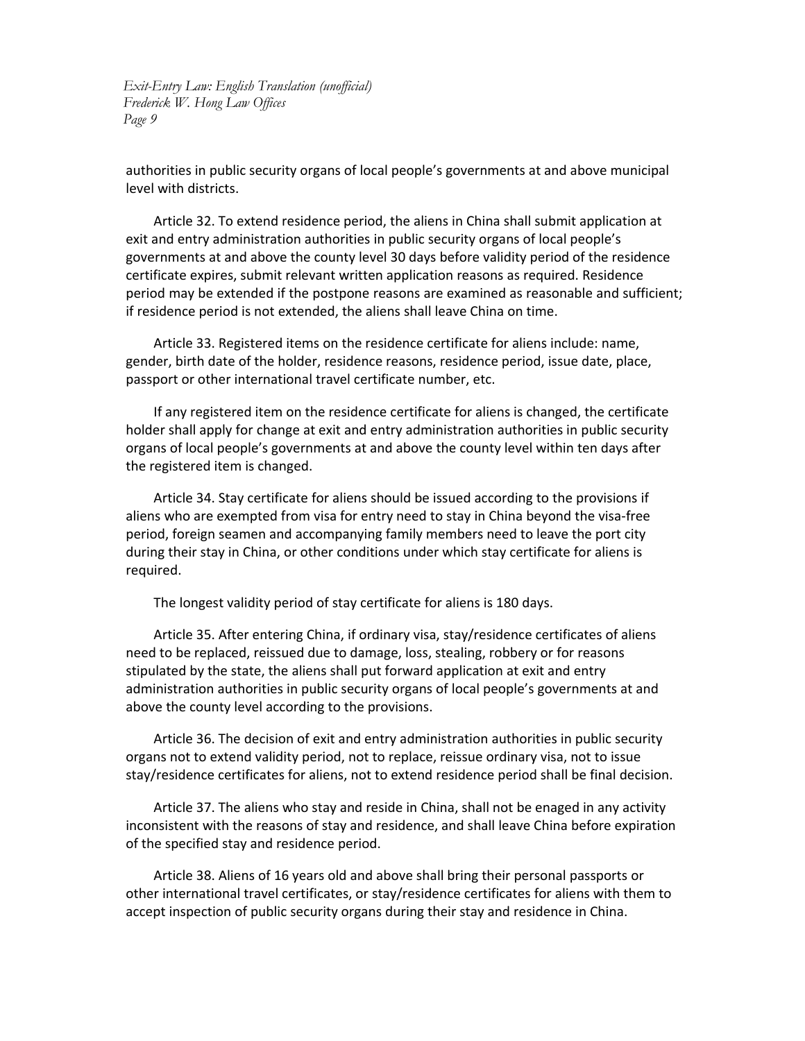authorities in public security organs of local people's governments at and above municipal level with districts.

Article 32. To extend residence period, the aliens in China shall submit application at exit and entry administration authorities in public security organs of local people's governments at and above the county level 30 days before validity period of the residence certificate expires, submit relevant written application reasons as required. Residence period may be extended if the postpone reasons are examined as reasonable and sufficient; if residence period is not extended, the aliens shall leave China on time.

Article 33. Registered items on the residence certificate for aliens include: name, gender, birth date of the holder, residence reasons, residence period, issue date, place, passport or other international travel certificate number, etc.

If any registered item on the residence certificate for aliens is changed, the certificate holder shall apply for change at exit and entry administration authorities in public security organs of local people's governments at and above the county level within ten days after the registered item is changed.

Article 34. Stay certificate for aliens should be issued according to the provisions if aliens who are exempted from visa for entry need to stay in China beyond the visa-free period, foreign seamen and accompanying family members need to leave the port city during their stay in China, or other conditions under which stay certificate for aliens is required.

The longest validity period of stay certificate for aliens is 180 days.

Article 35. After entering China, if ordinary visa, stay/residence certificates of aliens need to be replaced, reissued due to damage, loss, stealing, robbery or for reasons stipulated by the state, the aliens shall put forward application at exit and entry administration authorities in public security organs of local people's governments at and above the county level according to the provisions.

Article 36. The decision of exit and entry administration authorities in public security organs not to extend validity period, not to replace, reissue ordinary visa, not to issue stay/residence certificates for aliens, not to extend residence period shall be final decision.

Article 37. The aliens who stay and reside in China, shall not be enaged in any activity inconsistent with the reasons of stay and residence, and shall leave China before expiration of the specified stay and residence period.

Article 38. Aliens of 16 years old and above shall bring their personal passports or other international travel certificates, or stay/residence certificates for aliens with them to accept inspection of public security organs during their stay and residence in China.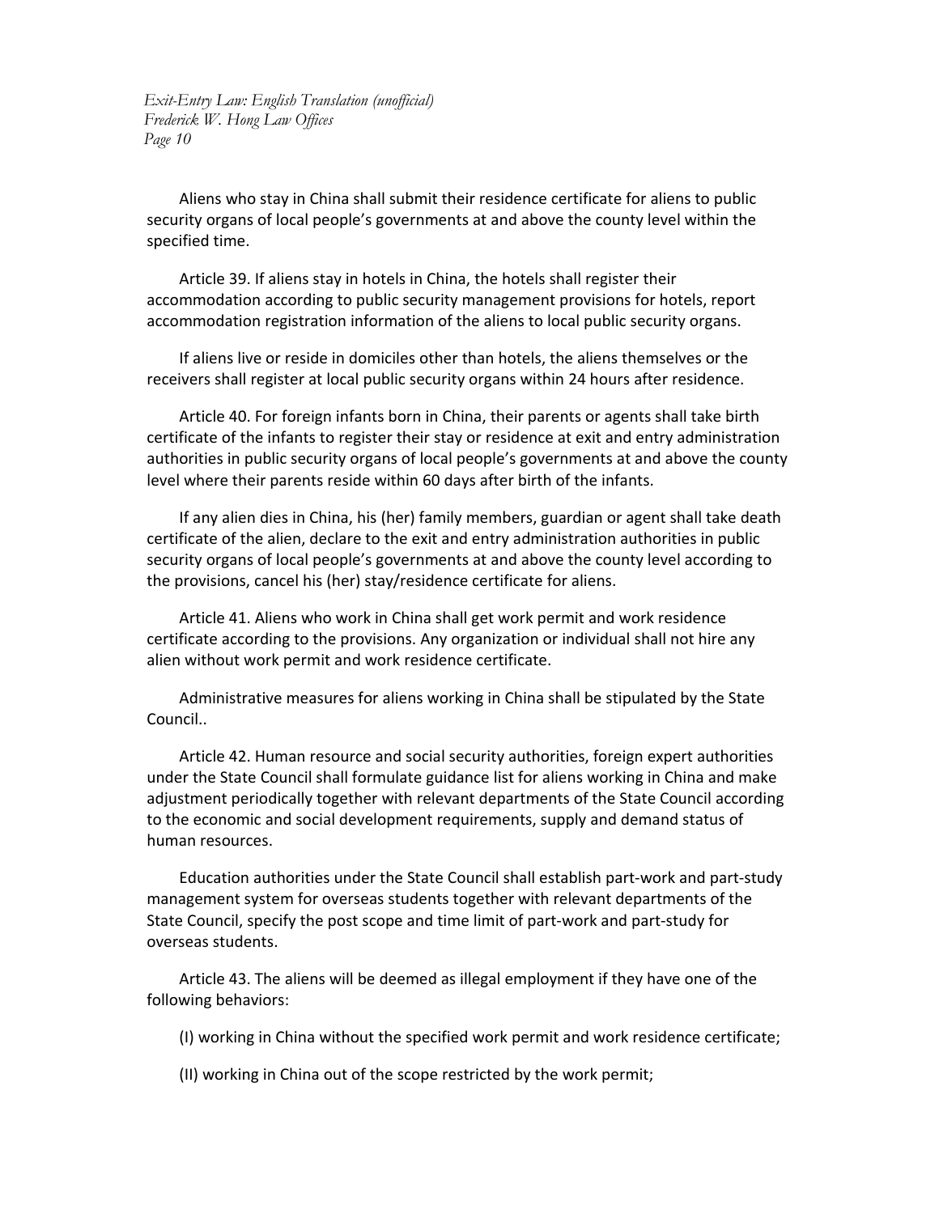Aliens who stay in China shall submit their residence certificate for aliens to public security organs of local people's governments at and above the county level within the specified time.

Article 39. If aliens stay in hotels in China, the hotels shall register their accommodation according to public security management provisions for hotels, report accommodation registration information of the aliens to local public security organs.

If aliens live or reside in domiciles other than hotels, the aliens themselves or the receivers shall register at local public security organs within 24 hours after residence.

Article 40. For foreign infants born in China, their parents or agents shall take birth certificate of the infants to register their stay or residence at exit and entry administration authorities in public security organs of local people's governments at and above the county level where their parents reside within 60 days after birth of the infants.

If any alien dies in China, his (her) family members, guardian or agent shall take death certificate of the alien, declare to the exit and entry administration authorities in public security organs of local people's governments at and above the county level according to the provisions, cancel his (her) stay/residence certificate for aliens.

Article 41. Aliens who work in China shall get work permit and work residence certificate according to the provisions. Any organization or individual shall not hire any alien without work permit and work residence certificate.

Administrative measures for aliens working in China shall be stipulated by the State Council..

Article 42. Human resource and social security authorities, foreign expert authorities under the State Council shall formulate guidance list for aliens working in China and make adjustment periodically together with relevant departments of the State Council according to the economic and social development requirements, supply and demand status of human resources.

Education authorities under the State Council shall establish part-work and part-study management system for overseas students together with relevant departments of the State Council, specify the post scope and time limit of part-work and part-study for overseas students.

Article 43. The aliens will be deemed as illegal employment if they have one of the following behaviors:

(I) working in China without the specified work permit and work residence certificate;

(II) working in China out of the scope restricted by the work permit;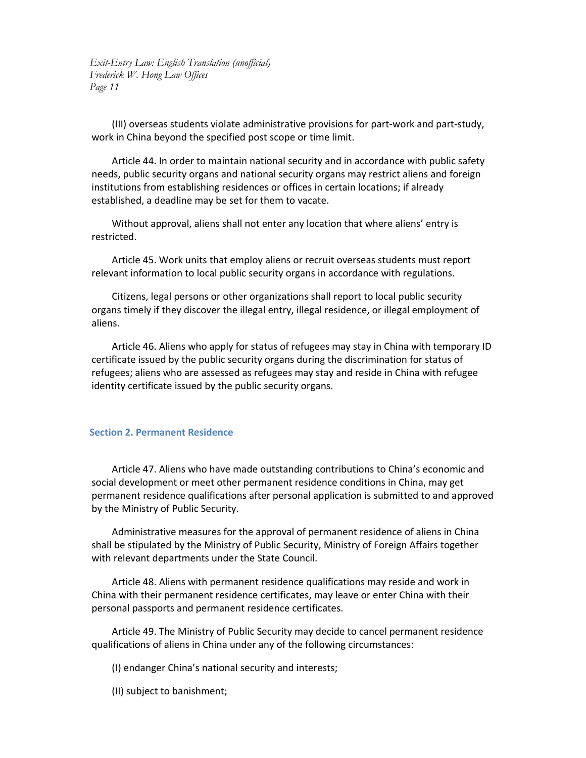(III) overseas students violate administrative provisions for part-work and part-study, work in China beyond the specified post scope or time limit.

Article 44. In order to maintain national security and in accordance with public safety needs, public security organs and national security organs may restrict aliens and foreign institutions from establishing residences or offices in certain locations; if already established, a deadline may be set for them to vacate.

Without approval, aliens shall not enter any location that where aliens' entry is restricted.

Article 45. Work units that employ aliens or recruit overseas students must report relevant information to local public security organs in accordance with regulations.

Citizens, legal persons or other organizations shall report to local public security organs timely if they discover the illegal entry, illegal residence, or illegal employment of aliens.

Article 46. Aliens who apply for status of refugees may stay in China with temporary ID certificate issued by the public security organs during the discrimination for status of refugees; aliens who are assessed as refugees may stay and reside in China with refugee identity certificate issued by the public security organs.

### Section 2. Permanent Residence

Article 47. Aliens who have made outstanding contributions to China's economic and social development or meet other permanent residence conditions in China, may get permanent residence qualifications after personal application is submitted to and approved by the Ministry of Public Security.

Administrative measures for the approval of permanent residence of aliens in China shall be stipulated by the Ministry of Public Security, Ministry of Foreign Affairs together with relevant departments under the State Council.

Article 48. Aliens with permanent residence qualifications may reside and work in China with their permanent residence certificates, may leave or enter China with their personal passports and permanent residence certificates.

Article 49. The Ministry of Public Security may decide to cancel permanent residence qualifications of aliens in China under any of the following circumstances:

(I) endanger China's national security and interests;

(II) subject to banishment;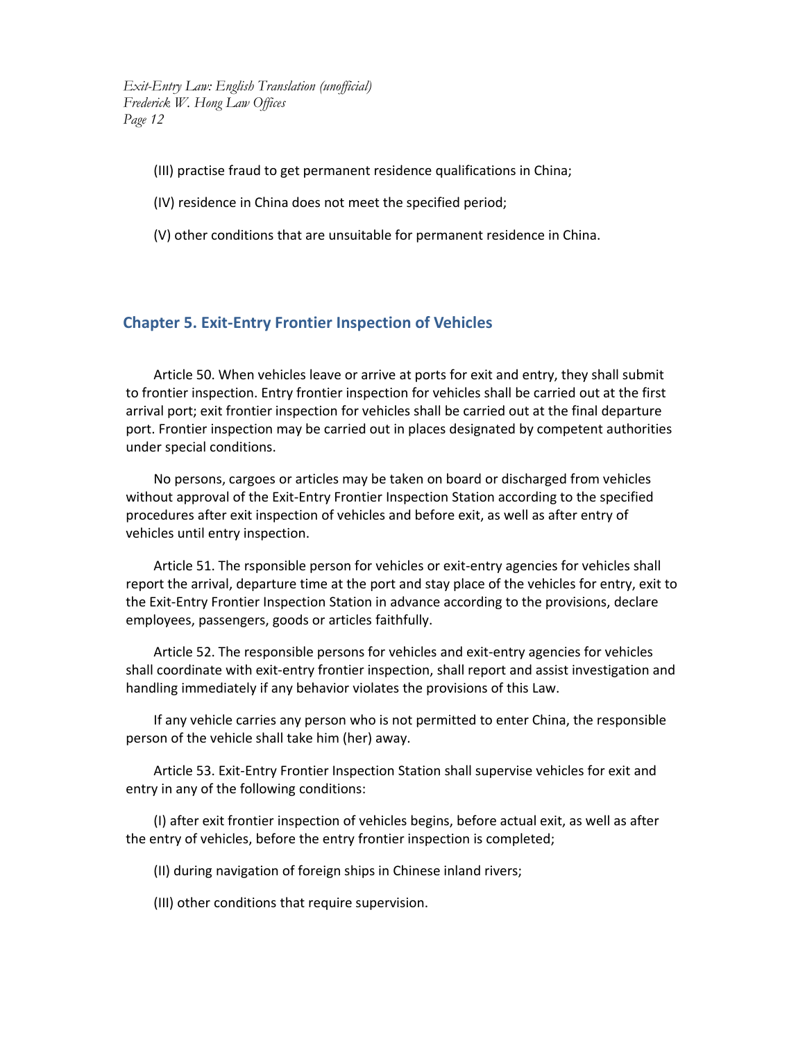(III) practise fraud to get permanent residence qualifications in China;

(IV) residence in China does not meet the specified period;

(V) other conditions that are unsuitable for permanent residence in China.

## Chapter 5. Exit-Entry Frontier Inspection of Vehicles

Article 50. When vehicles leave or arrive at ports for exit and entry, they shall submit to frontier inspection. Entry frontier inspection for vehicles shall be carried out at the first arrival port; exit frontier inspection for vehicles shall be carried out at the final departure port. Frontier inspection may be carried out in places designated by competent authorities under special conditions.

No persons, cargoes or articles may be taken on board or discharged from vehicles without approval of the Exit-Entry Frontier Inspection Station according to the specified procedures after exit inspection of vehicles and before exit, as well as after entry of vehicles until entry inspection.

Article 51. The rsponsible person for vehicles or exit-entry agencies for vehicles shall report the arrival, departure time at the port and stay place of the vehicles for entry, exit to the Exit-Entry Frontier Inspection Station in advance according to the provisions, declare employees, passengers, goods or articles faithfully.

Article 52. The responsible persons for vehicles and exit-entry agencies for vehicles shall coordinate with exit-entry frontier inspection, shall report and assist investigation and handling immediately if any behavior violates the provisions of this Law.

If any vehicle carries any person who is not permitted to enter China, the responsible person of the vehicle shall take him (her) away.

Article 53. Exit-Entry Frontier Inspection Station shall supervise vehicles for exit and entry in any of the following conditions:

(I) after exit frontier inspection of vehicles begins, before actual exit, as well as after the entry of vehicles, before the entry frontier inspection is completed;

(II) during navigation of foreign ships in Chinese inland rivers;

(III) other conditions that require supervision.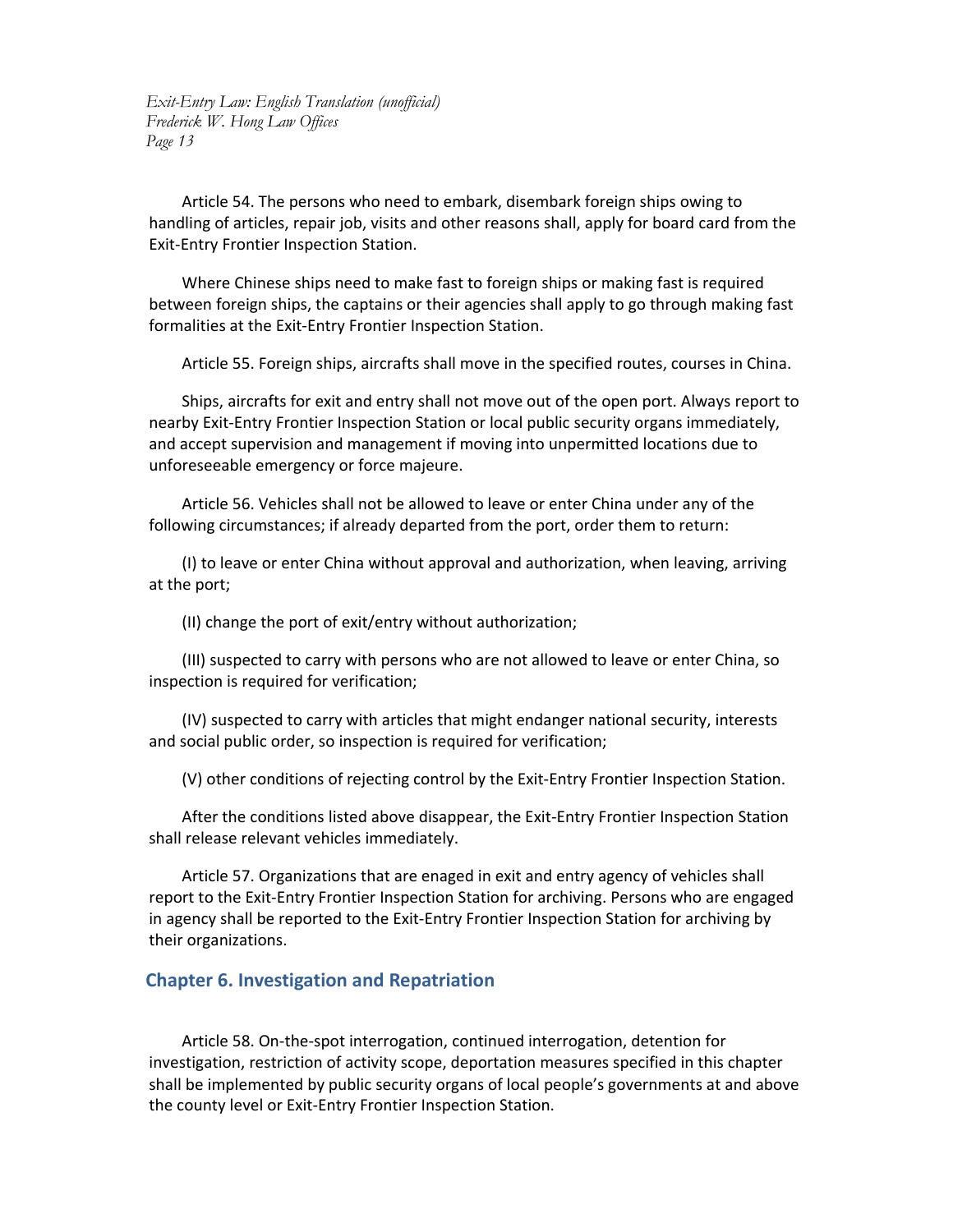Article 54. The persons who need to embark, disembark foreign ships owing to handling of articles, repair job, visits and other reasons shall, apply for board card from the Exit-Entry Frontier Inspection Station.

Where Chinese ships need to make fast to foreign ships or making fast is required between foreign ships, the captains or their agencies shall apply to go through making fast formalities at the Exit-Entry Frontier Inspection Station.

Article 55. Foreign ships, aircrafts shall move in the specified routes, courses in China.

Ships, aircrafts for exit and entry shall not move out of the open port. Always report to nearby Exit-Entry Frontier Inspection Station or local public security organs immediately, and accept supervision and management if moving into unpermitted locations due to unforeseeable emergency or force majeure.

Article 56. Vehicles shall not be allowed to leave or enter China under any of the following circumstances; if already departed from the port, order them to return:

(I) to leave or enter China without approval and authorization, when leaving, arriving at the port;

(II) change the port of exit/entry without authorization;

(III) suspected to carry with persons who are not allowed to leave or enter China, so inspection is required for verification;

(IV) suspected to carry with articles that might endanger national security, interests and social public order, so inspection is required for verification;

(V) other conditions of rejecting control by the Exit-Entry Frontier Inspection Station.

After the conditions listed above disappear, the Exit-Entry Frontier Inspection Station shall release relevant vehicles immediately.

Article 57. Organizations that are enaged in exit and entry agency of vehicles shall report to the Exit-Entry Frontier Inspection Station for archiving. Persons who are engaged in agency shall be reported to the Exit-Entry Frontier Inspection Station for archiving by their organizations.

## Chapter 6. Investigation and Repatriation

Article 58. On-the-spot interrogation, continued interrogation, detention for investigation, restriction of activity scope, deportation measures specified in this chapter shall be implemented by public security organs of local people's governments at and above the county level or Exit-Entry Frontier Inspection Station.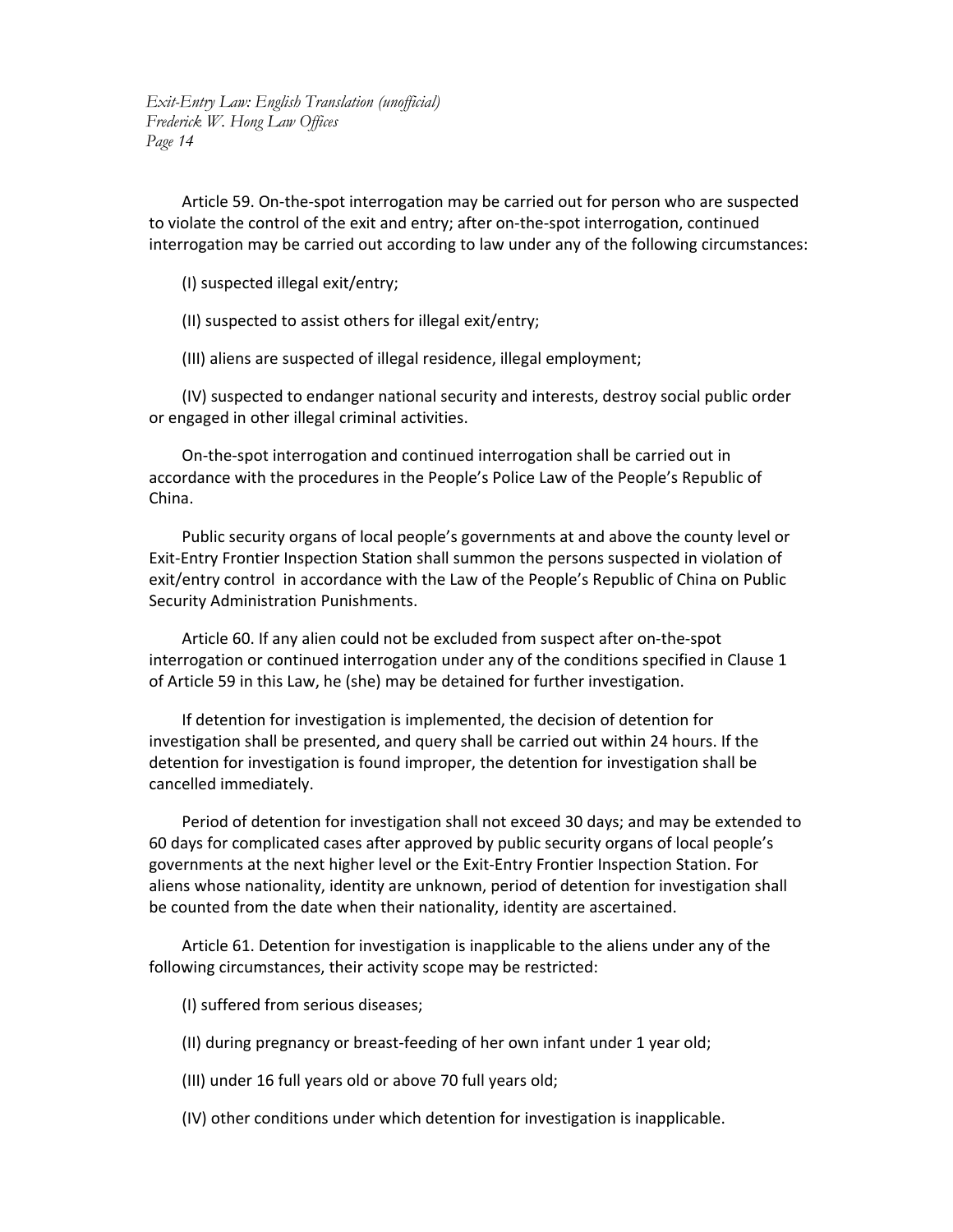Article 59. On-the-spot interrogation may be carried out for person who are suspected to violate the control of the exit and entry; after on-the-spot interrogation, continued interrogation may be carried out according to law under any of the following circumstances:

(I) suspected illegal exit/entry;

(II) suspected to assist others for illegal exit/entry;

(III) aliens are suspected of illegal residence, illegal employment;

(IV) suspected to endanger national security and interests, destroy social public order or engaged in other illegal criminal activities.

On-the-spot interrogation and continued interrogation shall be carried out in accordance with the procedures in the People's Police Law of the People's Republic of China.

Public security organs of local people's governments at and above the county level or Exit-Entry Frontier Inspection Station shall summon the persons suspected in violation of exit/entry control in accordance with the Law of the People's Republic of China on Public Security Administration Punishments.

Article 60. If any alien could not be excluded from suspect after on-the-spot interrogation or continued interrogation under any of the conditions specified in Clause 1 of Article 59 in this Law, he (she) may be detained for further investigation.

If detention for investigation is implemented, the decision of detention for investigation shall be presented, and query shall be carried out within 24 hours. If the detention for investigation is found improper, the detention for investigation shall be cancelled immediately.

Period of detention for investigation shall not exceed 30 days; and may be extended to 60 days for complicated cases after approved by public security organs of local people's governments at the next higher level or the Exit-Entry Frontier Inspection Station. For aliens whose nationality, identity are unknown, period of detention for investigation shall be counted from the date when their nationality, identity are ascertained.

Article 61. Detention for investigation is inapplicable to the aliens under any of the following circumstances, their activity scope may be restricted:

(I) suffered from serious diseases;

(II) during pregnancy or breast-feeding of her own infant under 1 year old;

(III) under 16 full years old or above 70 full years old;

(IV) other conditions under which detention for investigation is inapplicable.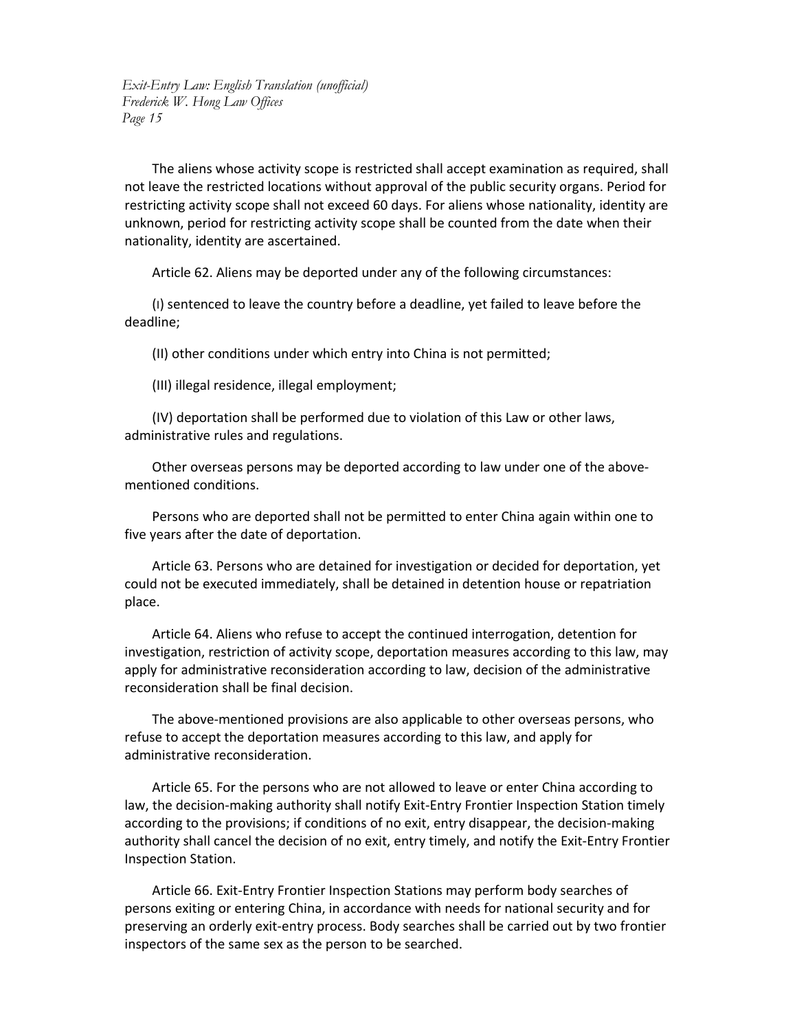The aliens whose activity scope is restricted shall accept examination as required, shall not leave the restricted locations without approval of the public security organs. Period for restricting activity scope shall not exceed 60 days. For aliens whose nationality, identity are unknown, period for restricting activity scope shall be counted from the date when their nationality, identity are ascertained.

Article 62. Aliens may be deported under any of the following circumstances:

(I) sentenced to leave the country before a deadline, yet failed to leave before the deadline;

(II) other conditions under which entry into China is not permitted;

(III) illegal residence, illegal employment;

(IV) deportation shall be performed due to violation of this Law or other laws, administrative rules and regulations.

Other overseas persons may be deported according to law under one of the above-mentioned conditions.

Persons who are deported shall not be permitted to enter China again within one to five years after the date of deportation.

Article 63. Persons who are detained for investigation or decided for deportation, yet could not be executed immediately, shall be detained in detention house or repatriation place.

Article 64. Aliens who refuse to accept the continued interrogation, detention for investigation, restriction of activity scope, deportation measures according to this law, may apply for administrative reconsideration according to law, decision of the administrative reconsideration shall be final decision.

The above-mentioned provisions are also applicable to other overseas persons, who refuse to accept the deportation measures according to this law, and apply for administrative reconsideration.

Article 65. For the persons who are not allowed to leave or enter China according to law, the decision-making authority shall notify Exit-Entry Frontier Inspection Station timely according to the provisions; if conditions of no exit, entry disappear, the decision-making authority shall cancel the decision of no exit, entry timely, and notify the Exit-Entry Frontier Inspection Station.

Article 66. Exit-Entry Frontier Inspection Stations may perform body searches of persons exiting or entering China, in accordance with needs for national security and for preserving an orderly exit-entry process. Body searches shall be carried out by two frontier inspectors of the same sex as the person to be searched.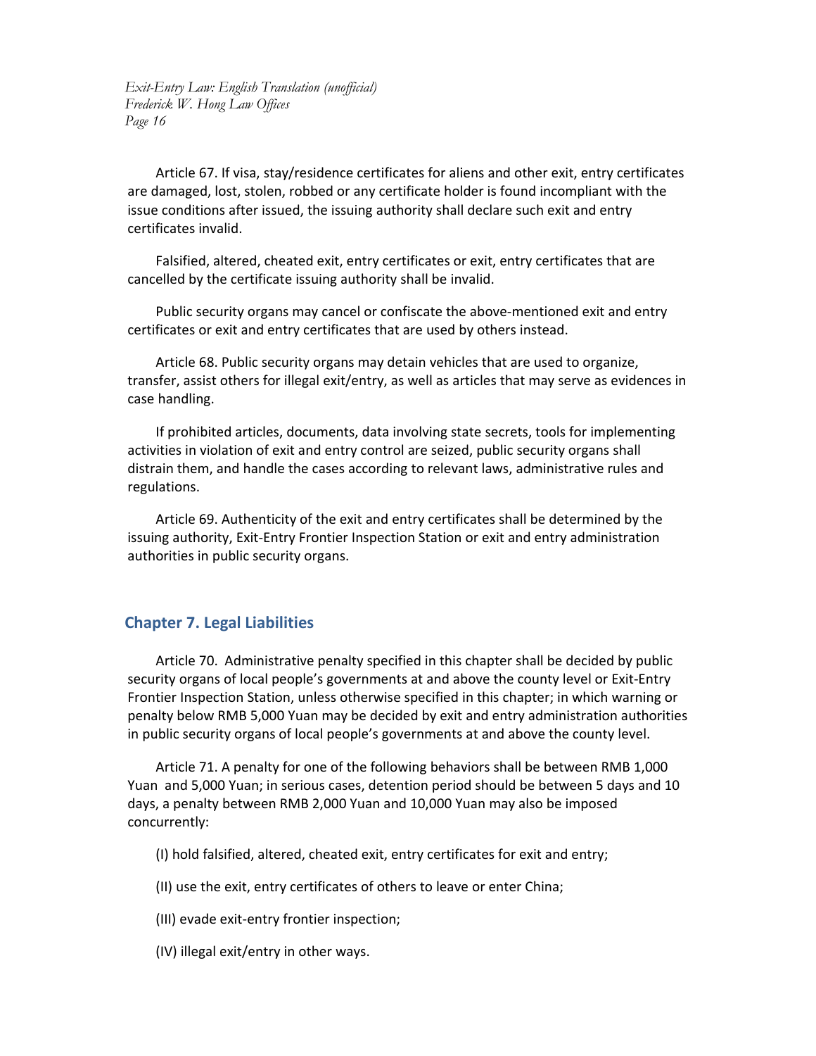Article 67. If visa, stay/residence certificates for aliens and other exit, entry certificates are damaged, lost, stolen, robbed or any certificate holder is found incompliant with the issue conditions after issued, the issuing authority shall declare such exit and entry certificates invalid.

Falsified, altered, cheated exit, entry certificates or exit, entry certificates that are cancelled by the certificate issuing authority shall be invalid.

Public security organs may cancel or confiscate the above-mentioned exit and entry certificates or exit and entry certificates that are used by others instead.

Article 68. Public security organs may detain vehicles that are used to organize, transfer, assist others for illegal exit/entry, as well as articles that may serve as evidences in case handling.

If prohibited articles, documents, data involving state secrets, tools for implementing activities in violation of exit and entry control are seized, public security organs shall distrain them, and handle the cases according to relevant laws, administrative rules and regulations.

Article 69. Authenticity of the exit and entry certificates shall be determined by the issuing authority, Exit-Entry Frontier Inspection Station or exit and entry administration authorities in public security organs.

## Chapter 7. Legal Liabilities

Article 70. Administrative penalty specified in this chapter shall be decided by public security organs of local people's governments at and above the county level or Exit-Entry Frontier Inspection Station, unless otherwise specified in this chapter; in which warning or penalty below RMB 5,000 Yuan may be decided by exit and entry administration authorities in public security organs of local people's governments at and above the county level.

Article 71. A penalty for one of the following behaviors shall be between RMB 1,000 Yuan and 5,000 Yuan; in serious cases, detention period should be between 5 days and 10 days, a penalty between RMB 2,000 Yuan and 10,000 Yuan may also be imposed concurrently:

(I) hold falsified, altered, cheated exit, entry certificates for exit and entry;

(II) use the exit, entry certificates of others to leave or enter China;

(III) evade exit-entry frontier inspection;

(IV) illegal exit/entry in other ways.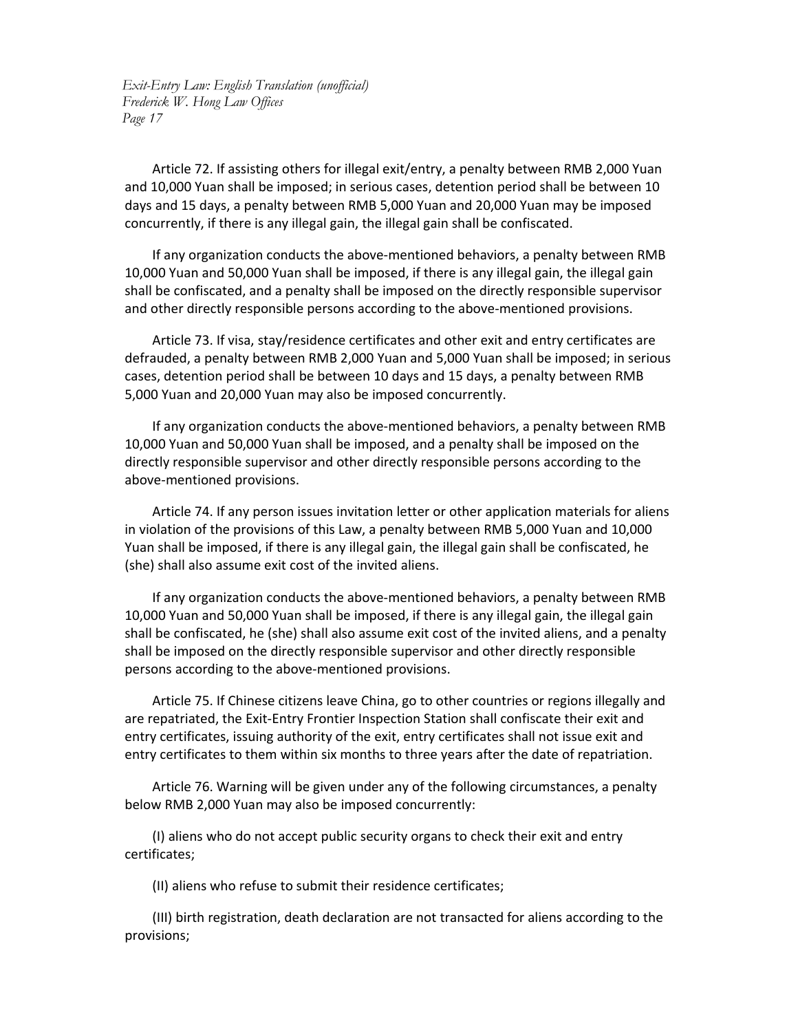Article 72. If assisting others for illegal exit/entry, a penalty between RMB 2,000 Yuan and 10,000 Yuan shall be imposed; in serious cases, detention period shall be between 10 days and 15 days, a penalty between RMB 5,000 Yuan and 20,000 Yuan may be imposed concurrently, if there is any illegal gain, the illegal gain shall be confiscated.

If any organization conducts the above-mentioned behaviors, a penalty between RMB 10,000 Yuan and 50,000 Yuan shall be imposed, if there is any illegal gain, the illegal gain shall be confiscated, and a penalty shall be imposed on the directly responsible supervisor and other directly responsible persons according to the above-mentioned provisions.

Article 73. If visa, stay/residence certificates and other exit and entry certificates are defrauded, a penalty between RMB 2,000 Yuan and 5,000 Yuan shall be imposed; in serious cases, detention period shall be between 10 days and 15 days, a penalty between RMB 5,000 Yuan and 20,000 Yuan may also be imposed concurrently.

If any organization conducts the above-mentioned behaviors, a penalty between RMB 10,000 Yuan and 50,000 Yuan shall be imposed, and a penalty shall be imposed on the directly responsible supervisor and other directly responsible persons according to the above-mentioned provisions.

Article 74. If any person issues invitation letter or other application materials for aliens in violation of the provisions of this Law, a penalty between RMB 5,000 Yuan and 10,000 Yuan shall be imposed, if there is any illegal gain, the illegal gain shall be confiscated, he (she) shall also assume exit cost of the invited aliens.

If any organization conducts the above-mentioned behaviors, a penalty between RMB 10,000 Yuan and 50,000 Yuan shall be imposed, if there is any illegal gain, the illegal gain shall be confiscated, he (she) shall also assume exit cost of the invited aliens, and a penalty shall be imposed on the directly responsible supervisor and other directly responsible persons according to the above-mentioned provisions.

Article 75. If Chinese citizens leave China, go to other countries or regions illegally and are repatriated, the Exit-Entry Frontier Inspection Station shall confiscate their exit and entry certificates, issuing authority of the exit, entry certificates shall not issue exit and entry certificates to them within six months to three years after the date of repatriation.

Article 76. Warning will be given under any of the following circumstances, a penalty below RMB 2,000 Yuan may also be imposed concurrently:

(I) aliens who do not accept public security organs to check their exit and entry certificates;

(II) aliens who refuse to submit their residence certificates;

(III) birth registration, death declaration are not transacted for aliens according to the provisions;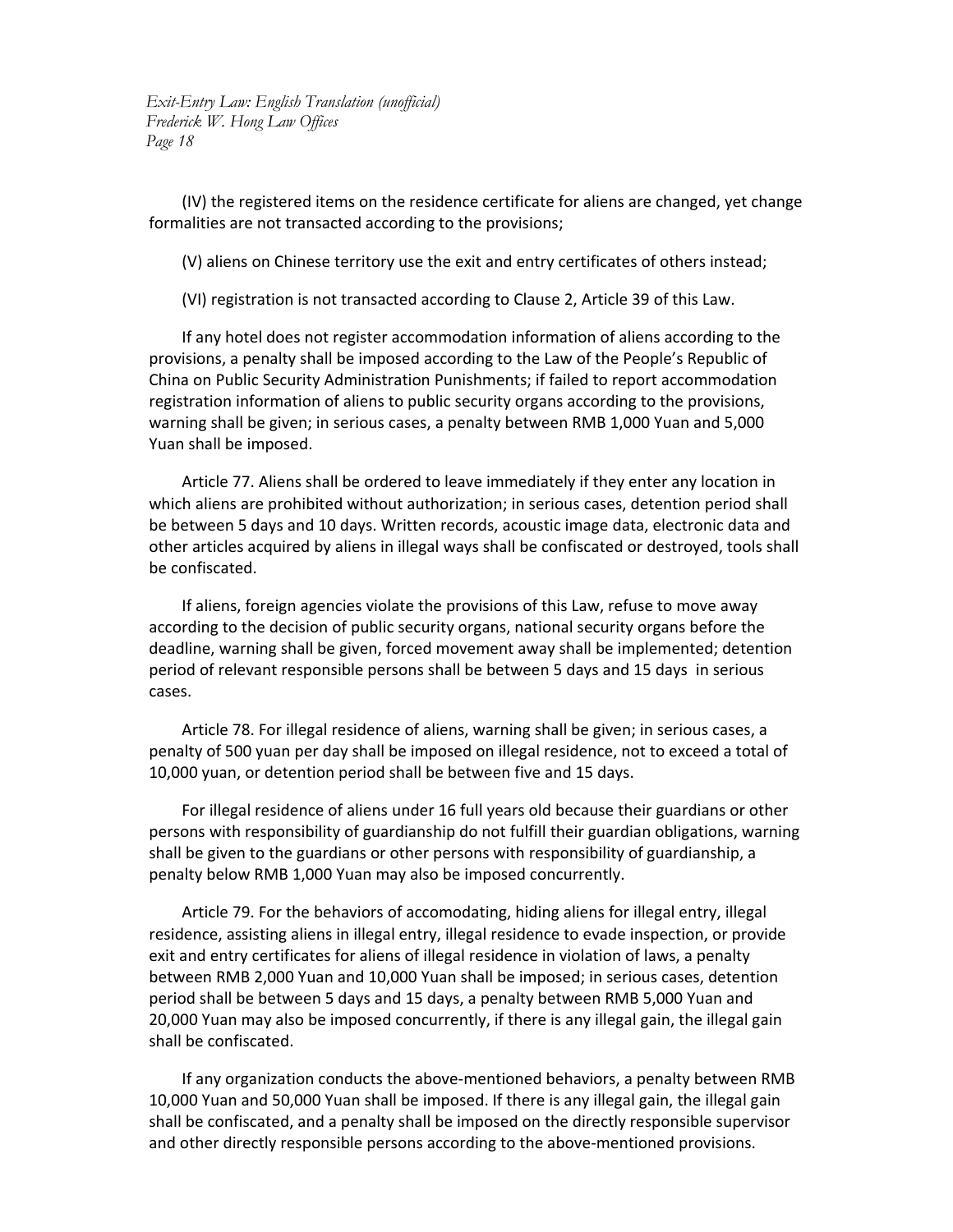(IV) the registered items on the residence certificate for aliens are changed, yet change formalities are not transacted according to the provisions;

(V) aliens on Chinese territory use the exit and entry certificates of others instead;

(VI) registration is not transacted according to Clause 2, Article 39 of this Law.

If any hotel does not register accommodation information of aliens according to the provisions, a penalty shall be imposed according to the Law of the People's Republic of China on Public Security Administration Punishments; if failed to report accommodation registration information of aliens to public security organs according to the provisions, warning shall be given; in serious cases, a penalty between RMB 1,000 Yuan and 5,000 Yuan shall be imposed.

Article 77. Aliens shall be ordered to leave immediately if they enter any location in which aliens are prohibited without authorization; in serious cases, detention period shall be between 5 days and 10 days. Written records, acoustic image data, electronic data and other articles acquired by aliens in illegal ways shall be confiscated or destroyed, tools shall be confiscated.

If aliens, foreign agencies violate the provisions of this Law, refuse to move away according to the decision of public security organs, national security organs before the deadline, warning shall be given, forced movement away shall be implemented; detention period of relevant responsible persons shall be between 5 days and 15 days in serious cases.

Article 78. For illegal residence of aliens, warning shall be given; in serious cases, a penalty of 500 yuan per day shall be imposed on illegal residence, not to exceed a total of 10,000 yuan, or detention period shall be between five and 15 days.

For illegal residence of aliens under 16 full years old because their guardians or other persons with responsibility of guardianship do not fulfill their guardian obligations, warning shall be given to the guardians or other persons with responsibility of guardianship, a penalty below RMB 1,000 Yuan may also be imposed concurrently.

Article 79. For the behaviors of accomodating, hiding aliens for illegal entry, illegal residence, assisting aliens in illegal entry, illegal residence to evade inspection, or provide exit and entry certificates for aliens of illegal residence in violation of laws, a penalty between RMB 2,000 Yuan and 10,000 Yuan shall be imposed; in serious cases, detention period shall be between 5 days and 15 days, a penalty between RMB 5,000 Yuan and 20,000 Yuan may also be imposed concurrently, if there is any illegal gain, the illegal gain shall be confiscated.

If any organization conducts the above-mentioned behaviors, a penalty between RMB 10,000 Yuan and 50,000 Yuan shall be imposed. If there is any illegal gain, the illegal gain shall be confiscated, and a penalty shall be imposed on the directly responsible supervisor and other directly responsible persons according to the above-mentioned provisions.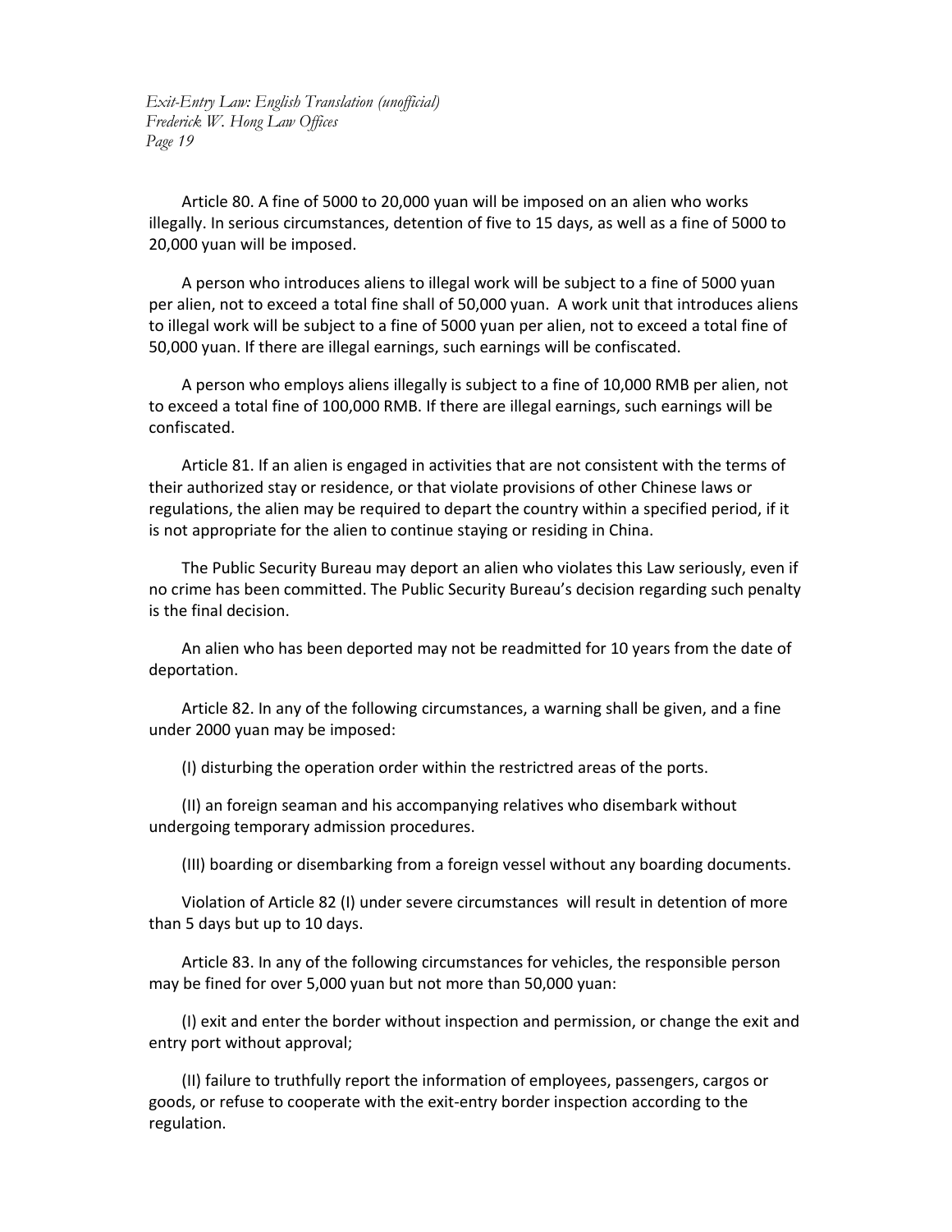Article 80. A fine of 5000 to 20,000 yuan will be imposed on an alien who works illegally. In serious circumstances, detention of five to 15 days, as well as a fine of 5000 to 20,000 yuan will be imposed.

A person who introduces aliens to illegal work will be subject to a fine of 5000 yuan per alien, not to exceed a total fine shall of 50,000 yuan. A work unit that introduces aliens to illegal work will be subject to a fine of 5000 yuan per alien, not to exceed a total fine of 50,000 yuan. If there are illegal earnings, such earnings will be confiscated.

A person who employs aliens illegally is subject to a fine of 10,000 RMB per alien, not to exceed a total fine of 100,000 RMB. If there are illegal earnings, such earnings will be confiscated.

Article 81. If an alien is engaged in activities that are not consistent with the terms of their authorized stay or residence, or that violate provisions of other Chinese laws or regulations, the alien may be required to depart the country within a specified period, if it is not appropriate for the alien to continue staying or residing in China.

The Public Security Bureau may deport an alien who violates this Law seriously, even if no crime has been committed. The Public Security Bureau's decision regarding such penalty is the final decision.

An alien who has been deported may not be readmitted for 10 years from the date of deportation.

Article 82. In any of the following circumstances, a warning shall be given, and a fine under 2000 yuan may be imposed:

(I) disturbing the operation order within the restrictred areas of the ports.

(II) an foreign seaman and his accompanying relatives who disembark without undergoing temporary admission procedures.

(III) boarding or disembarking from a foreign vessel without any boarding documents.

Violation of Article 82 (I) under severe circumstances will result in detention of more than 5 days but up to 10 days.

Article 83. In any of the following circumstances for vehicles, the responsible person may be fined for over 5,000 yuan but not more than 50,000 yuan:

(I) exit and enter the border without inspection and permission, or change the exit and entry port without approval;

(II) failure to truthfully report the information of employees, passengers, cargos or goods, or refuse to cooperate with the exit-entry border inspection according to the regulation.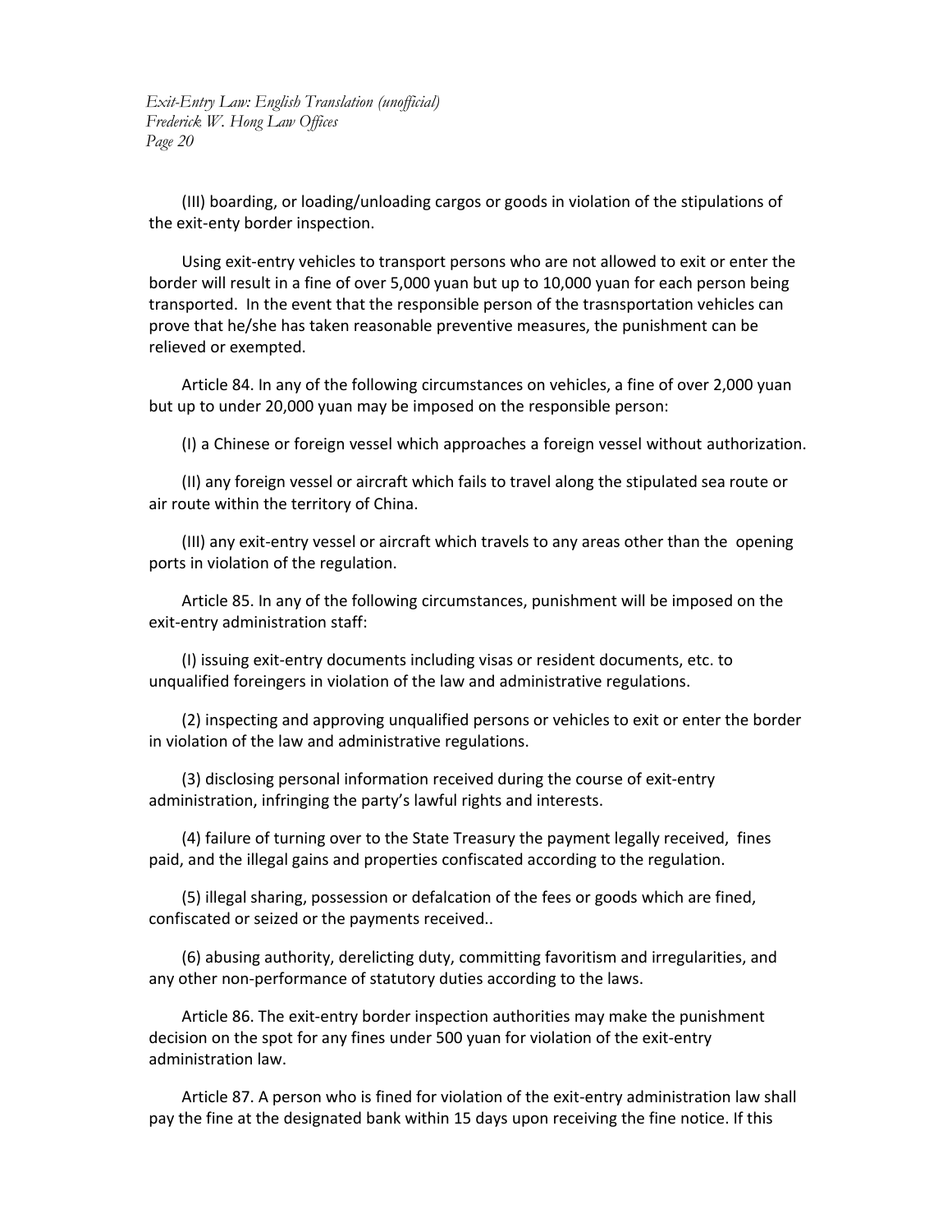(III) boarding, or loading/unloading cargos or goods in violation of the stipulations of the exit-enty border inspection.

Using exit-entry vehicles to transport persons who are not allowed to exit or enter the border will result in a fine of over 5,000 yuan but up to 10,000 yuan for each person being transported. In the event that the responsible person of the trasnsportation vehicles can prove that he/she has taken reasonable preventive measures, the punishment can be relieved or exempted.

Article 84. In any of the following circumstances on vehicles, a fine of over 2,000 yuan but up to under 20,000 yuan may be imposed on the responsible person:

(I) a Chinese or foreign vessel which approaches a foreign vessel without authorization.

(II) any foreign vessel or aircraft which fails to travel along the stipulated sea route or air route within the territory of China.

(III) any exit-entry vessel or aircraft which travels to any areas other than the opening ports in violation of the regulation.

Article 85. In any of the following circumstances, punishment will be imposed on the exit-entry administration staff:

(I) issuing exit-entry documents including visas or resident documents, etc. to unqualified foreingers in violation of the law and administrative regulations.

(2) inspecting and approving unqualified persons or vehicles to exit or enter the border in violation of the law and administrative regulations.

(3) disclosing personal information received during the course of exit-entry administration, infringing the party's lawful rights and interests.

(4) failure of turning over to the State Treasury the payment legally received, fines paid, and the illegal gains and properties confiscated according to the regulation.

(5) illegal sharing, possession or defalcation of the fees or goods which are fined, confiscated or seized or the payments received..

(6) abusing authority, derelicting duty, committing favoritism and irregularities, and any other non-performance of statutory duties according to the laws.

Article 86. The exit-entry border inspection authorities may make the punishment decision on the spot for any fines under 500 yuan for violation of the exit-entry administration law.

Article 87. A person who is fined for violation of the exit-entry administration law shall pay the fine at the designated bank within 15 days upon receiving the fine notice. If this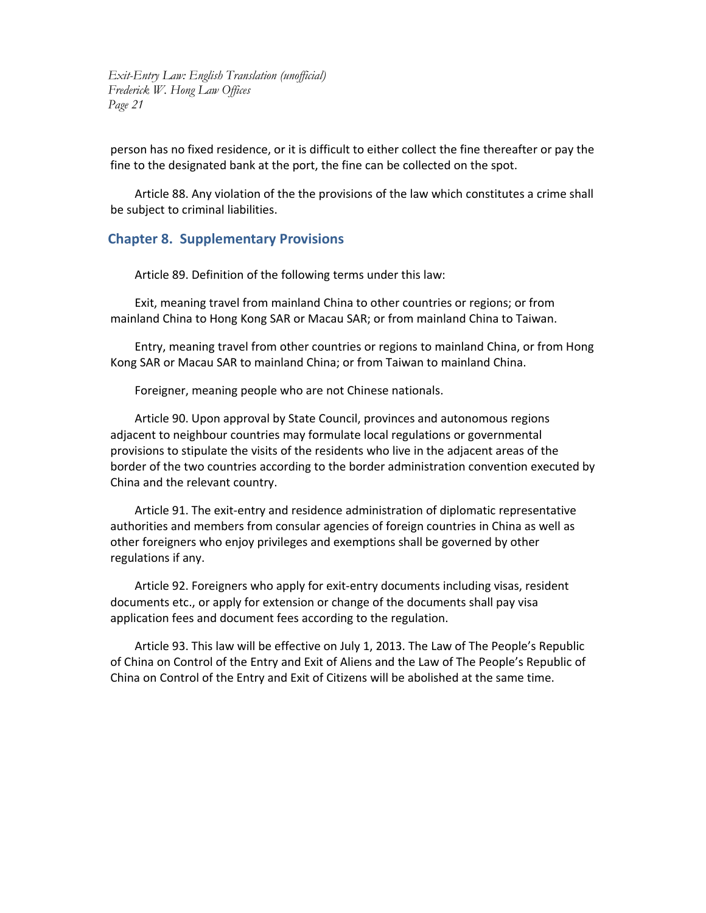person has no fixed residence, or it is difficult to either collect the fine thereafter or pay the fine to the designated bank at the port, the fine can be collected on the spot.

Article 88. Any violation of the the provisions of the law which constitutes a crime shall be subject to criminal liabilities.

## Chapter 8. Supplementary Provisions

Article 89. Definition of the following terms under this law:

Exit, meaning travel from mainland China to other countries or regions; or from mainland China to Hong Kong SAR or Macau SAR; or from mainland China to Taiwan.

Entry, meaning travel from other countries or regions to mainland China, or from Hong Kong SAR or Macau SAR to mainland China; or from Taiwan to mainland China.

Foreigner, meaning people who are not Chinese nationals.

Article 90. Upon approval by State Council, provinces and autonomous regions adjacent to neighbour countries may formulate local regulations or governmental provisions to stipulate the visits of the residents who live in the adjacent areas of the border of the two countries according to the border administration convention executed by China and the relevant country.

Article 91. The exit-entry and residence administration of diplomatic representative authorities and members from consular agencies of foreign countries in China as well as other foreigners who enjoy privileges and exemptions shall be governed by other regulations if any.

Article 92. Foreigners who apply for exit-entry documents including visas, resident documents etc., or apply for extension or change of the documents shall pay visa application fees and document fees according to the regulation.

Article 93. This law will be effective on July 1, 2013. The Law of The People's Republic of China on Control of the Entry and Exit of Aliens and the Law of The People's Republic of China on Control of the Entry and Exit of Citizens will be abolished at the same time.